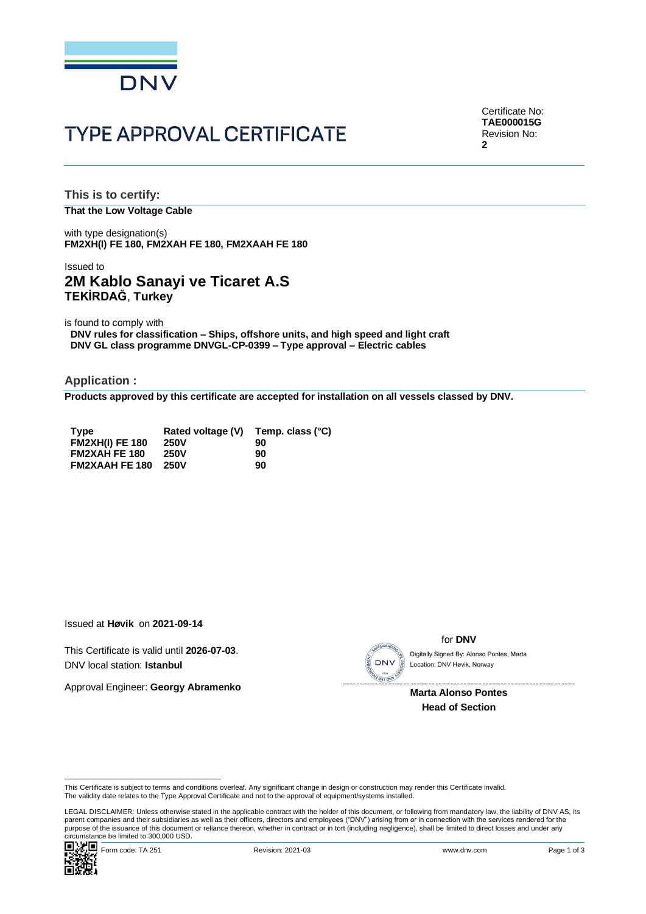DNV

# TYPE APPROVAL CERTIFICATE

Certificate No:
**TAE000015G**
Revision No:
**2**

## This is to certify:

**That the Low Voltage Cable**

with type designation(s)
**FM2XH(I) FE 180, FM2XAH FE 180, FM2XAAH FE 180**

Issued to
## 2M Kablo Sanayi ve Ticaret A.S
**TEKİRDAĞ**, **Turkey**

is found to comply with
**DNV rules for classification – Ships, offshore units, and high speed and light craft**
**DNV GL class programme DNVGL-CP-0399 – Type approval – Electric cables**

## Application :

**Products approved by this certificate are accepted for installation on all vessels classed by DNV.**

| Type | Rated voltage (V) | Temp. class (°C) |
|---|---|---|
| FM2XH(I) FE 180 | 250V | 90 |
| FM2XAH FE 180 | 250V | 90 |
| FM2XAAH FE 180 | 250V | 90 |

Issued at **Høvik** on **2021-09-14**

This Certificate is valid until **2026-07-03**.
DNV local station: **Istanbul**

Approval Engineer: **Georgy Abramenko**

for **DNV**

Digitally Signed By: Alonso Pontes, Marta
Location: DNV Høvik, Norway

**Marta Alonso Pontes**
**Head of Section**

This Certificate is subject to terms and conditions overleaf. Any significant change in design or construction may render this Certificate invalid.
The validity date relates to the Type Approval Certificate and not to the approval of equipment/systems installed.

LEGAL DISCLAIMER: Unless otherwise stated in the applicable contract with the holder of this document, or following from mandatory law, the liability of DNV AS, its parent companies and their subsidiaries as well as their officers, directors and employees ("DNV") arising from or in connection with the services rendered for the purpose of the issuance of this document or reliance thereon, whether in contract or in tort (including negligence), shall be limited to direct losses and under any circumstance be limited to 300,000 USD.

Form code: TA 251 Revision: 2021-03 www.dnv.com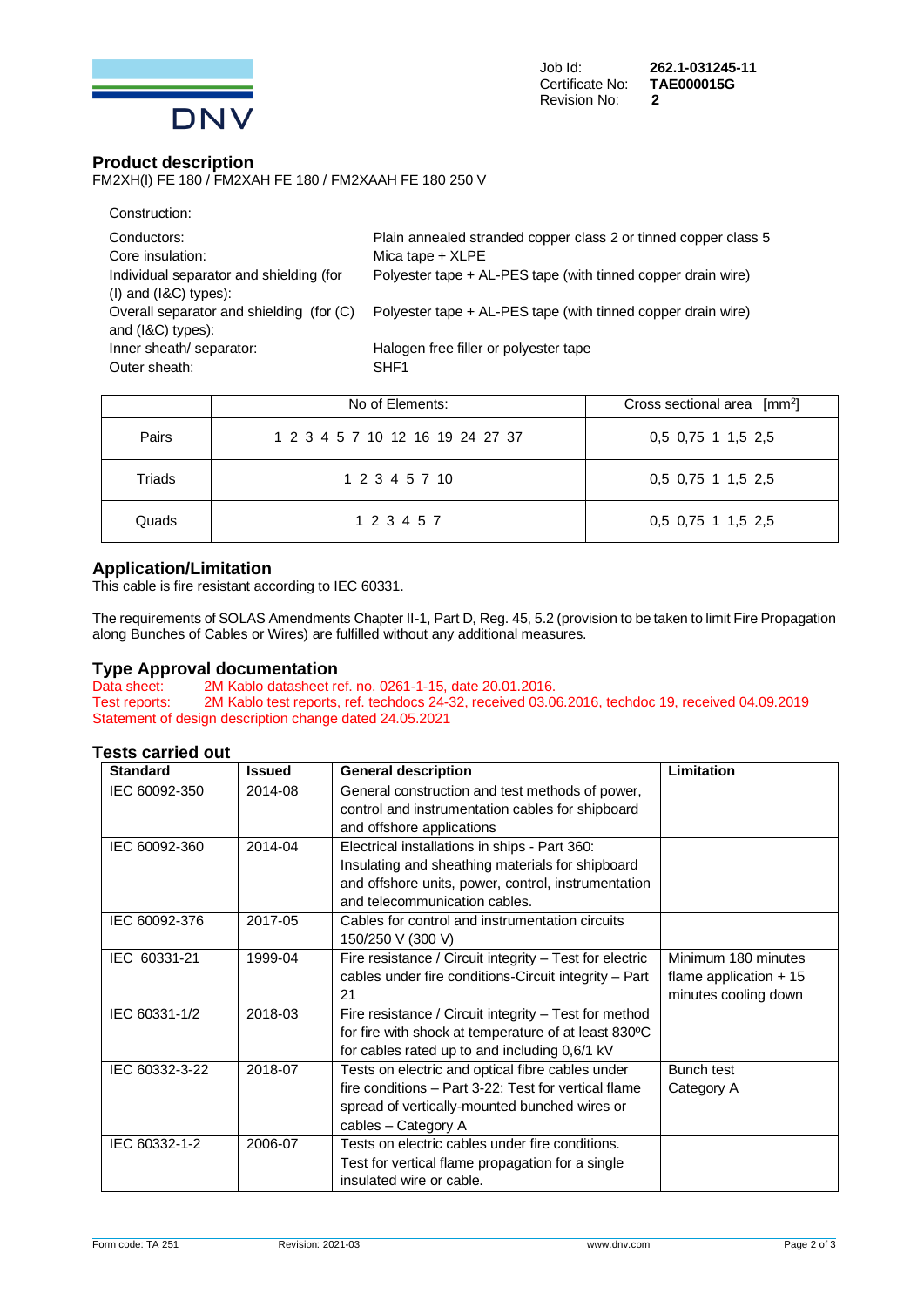Job Id: **262.1-031245-11**
Certificate No: **TAE000015G**
Revision No: **2**

## Product description

FM2XH(I) FE 180 / FM2XAH FE 180 / FM2XAAH FE 180 250 V

Construction:

| | |
|---|---|
| Conductors: | Plain annealed stranded copper class 2 or tinned copper class 5 |
| Core insulation: | Mica tape + XLPE |
| Individual separator and shielding (for (I) and (I&C) types): | Polyester tape + AL-PES tape (with tinned copper drain wire) |
| Overall separator and shielding (for (C) and (I&C) types): | Polyester tape + AL-PES tape (with tinned copper drain wire) |
| Inner sheath/ separator: | Halogen free filler or polyester tape |
| Outer sheath: | SHF1 |

| | No of Elements: | Cross sectional area [mm$^2$] |
|---|---|---|
| Pairs | 1 2 3 4 5 7 10 12 16 19 24 27 37 | 0,5 0,75 1 1,5 2,5 |
| Triads | 1 2 3 4 5 7 10 | 0,5 0,75 1 1,5 2,5 |
| Quads | 1 2 3 4 5 7 | 0,5 0,75 1 1,5 2,5 |

## Application/Limitation

This cable is fire resistant according to IEC 60331.

The requirements of SOLAS Amendments Chapter II-1, Part D, Reg. 45, 5.2 (provision to be taken to limit Fire Propagation along Bunches of Cables or Wires) are fulfilled without any additional measures.

## Type Approval documentation

Data sheet: 2M Kablo datasheet ref. no. 0261-1-15, date 20.01.2016.
Test reports: 2M Kablo test reports, ref. techdocs 24-32, received 03.06.2016, techdoc 19, received 04.09.2019
Statement of design description change dated 24.05.2021

## Tests carried out

| Standard | Issued | General description | Limitation |
|---|---|---|---|
| IEC 60092-350 | 2014-08 | General construction and test methods of power, control and instrumentation cables for shipboard and offshore applications | |
| IEC 60092-360 | 2014-04 | Electrical installations in ships - Part 360: Insulating and sheathing materials for shipboard and offshore units, power, control, instrumentation and telecommunication cables. | |
| IEC 60092-376 | 2017-05 | Cables for control and instrumentation circuits 150/250 V (300 V) | |
| IEC 60331-21 | 1999-04 | Fire resistance / Circuit integrity – Test for electric cables under fire conditions-Circuit integrity – Part 21 | Minimum 180 minutes flame application + 15 minutes cooling down |
| IEC 60331-1/2 | 2018-03 | Fire resistance / Circuit integrity – Test for method for fire with shock at temperature of at least 830ºC for cables rated up to and including 0,6/1 kV | |
| IEC 60332-3-22 | 2018-07 | Tests on electric and optical fibre cables under fire conditions – Part 3-22: Test for vertical flame spread of vertically-mounted bunched wires or cables – Category A | Bunch test Category A |
| IEC 60332-1-2 | 2006-07 | Tests on electric cables under fire conditions. Test for vertical flame propagation for a single insulated wire or cable. | |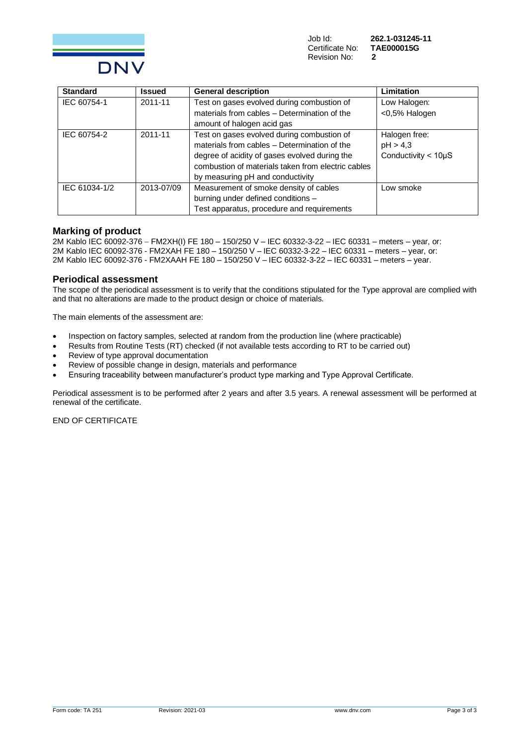Job Id: **262.1-031245-11**
Certificate No: **TAE000015G**
Revision No: **2**

| Standard | Issued | General description | Limitation |
|---|---|---|---|
| IEC 60754-1 | 2011-11 | Test on gases evolved during combustion of materials from cables – Determination of the amount of halogen acid gas | Low Halogen: <0,5% Halogen |
| IEC 60754-2 | 2011-11 | Test on gases evolved during combustion of materials from cables – Determination of the degree of acidity of gases evolved during the combustion of materials taken from electric cables by measuring pH and conductivity | Halogen free: pH > 4,3 Conductivity < 10μS |
| IEC 61034-1/2 | 2013-07/09 | Measurement of smoke density of cables burning under defined conditions – Test apparatus, procedure and requirements | Low smoke |

## Marking of product

2M Kablo IEC 60092-376 – FM2XH(I) FE 180 – 150/250 V – IEC 60332-3-22 – IEC 60331 – meters – year, or:
2M Kablo IEC 60092-376 - FM2XAH FE 180 – 150/250 V – IEC 60332-3-22 – IEC 60331 – meters – year, or:
2M Kablo IEC 60092-376 - FM2XAAH FE 180 – 150/250 V – IEC 60332-3-22 – IEC 60331 – meters – year.

## Periodical assessment

The scope of the periodical assessment is to verify that the conditions stipulated for the Type approval are complied with and that no alterations are made to the product design or choice of materials.

The main elements of the assessment are:

- Inspection on factory samples, selected at random from the production line (where practicable)
- Results from Routine Tests (RT) checked (if not available tests according to RT to be carried out)
- Review of type approval documentation
- Review of possible change in design, materials and performance
- Ensuring traceability between manufacturer's product type marking and Type Approval Certificate.

Periodical assessment is to be performed after 2 years and after 3.5 years. A renewal assessment will be performed at renewal of the certificate.

END OF CERTIFICATE